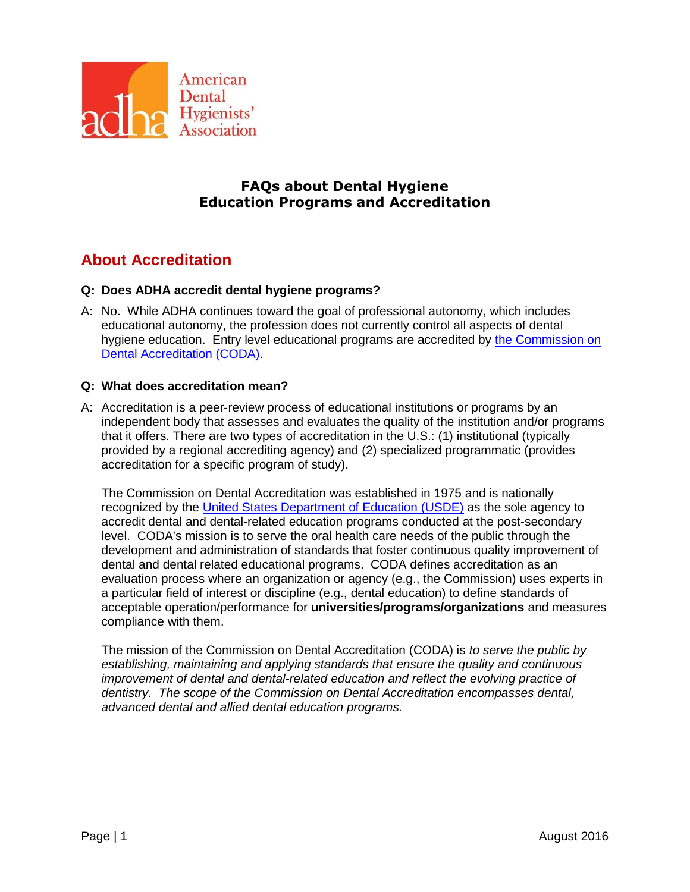American Dental Hygienists' Association

# FAQs about Dental Hygiene Education Programs and Accreditation

## About Accreditation

**Q: Does ADHA accredit dental hygiene programs?**

A: No. While ADHA continues toward the goal of professional autonomy, which includes educational autonomy, the profession does not currently control all aspects of dental hygiene education. Entry level educational programs are accredited by the Commission on Dental Accreditation (CODA).

**Q: What does accreditation mean?**

A: Accreditation is a peer-review process of educational institutions or programs by an independent body that assesses and evaluates the quality of the institution and/or programs that it offers. There are two types of accreditation in the U.S.: (1) institutional (typically provided by a regional accrediting agency) and (2) specialized programmatic (provides accreditation for a specific program of study).

The Commission on Dental Accreditation was established in 1975 and is nationally recognized by the United States Department of Education (USDE) as the sole agency to accredit dental and dental-related education programs conducted at the post-secondary level. CODA's mission is to serve the oral health care needs of the public through the development and administration of standards that foster continuous quality improvement of dental and dental related educational programs. CODA defines accreditation as an evaluation process where an organization or agency (e.g., the Commission) uses experts in a particular field of interest or discipline (e.g., dental education) to define standards of acceptable operation/performance for **universities/programs/organizations** and measures compliance with them.

The mission of the Commission on Dental Accreditation (CODA) is *to serve the public by establishing, maintaining and applying standards that ensure the quality and continuous improvement of dental and dental-related education and reflect the evolving practice of dentistry. The scope of the Commission on Dental Accreditation encompasses dental, advanced dental and allied dental education programs.*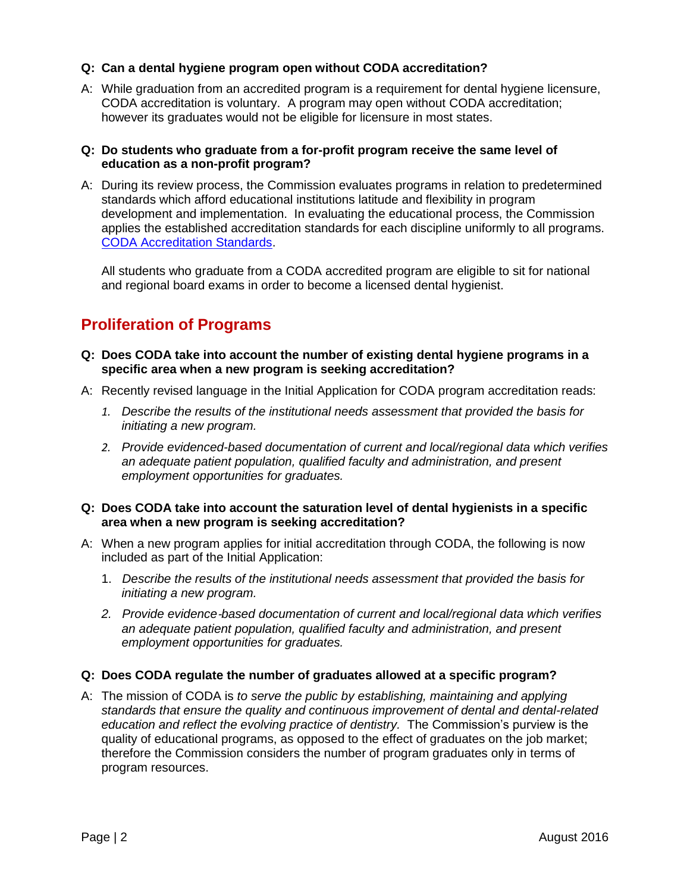**Q: Can a dental hygiene program open without CODA accreditation?**

A: While graduation from an accredited program is a requirement for dental hygiene licensure, CODA accreditation is voluntary. A program may open without CODA accreditation; however its graduates would not be eligible for licensure in most states.

**Q: Do students who graduate from a for-profit program receive the same level of education as a non-profit program?**

A: During its review process, the Commission evaluates programs in relation to predetermined standards which afford educational institutions latitude and flexibility in program development and implementation. In evaluating the educational process, the Commission applies the established accreditation standards for each discipline uniformly to all programs. [CODA Accreditation Standards].

All students who graduate from a CODA accredited program are eligible to sit for national and regional board exams in order to become a licensed dental hygienist.

## Proliferation of Programs

**Q: Does CODA take into account the number of existing dental hygiene programs in a specific area when a new program is seeking accreditation?**

A: Recently revised language in the Initial Application for CODA program accreditation reads:

1. *Describe the results of the institutional needs assessment that provided the basis for initiating a new program.*
2. *Provide evidenced-based documentation of current and local/regional data which verifies an adequate patient population, qualified faculty and administration, and present employment opportunities for graduates.*

**Q: Does CODA take into account the saturation level of dental hygienists in a specific area when a new program is seeking accreditation?**

A: When a new program applies for initial accreditation through CODA, the following is now included as part of the Initial Application:

1. *Describe the results of the institutional needs assessment that provided the basis for initiating a new program.*
2. *Provide evidence-based documentation of current and local/regional data which verifies an adequate patient population, qualified faculty and administration, and present employment opportunities for graduates.*

**Q: Does CODA regulate the number of graduates allowed at a specific program?**

A: The mission of CODA is *to serve the public by establishing, maintaining and applying standards that ensure the quality and continuous improvement of dental and dental-related education and reflect the evolving practice of dentistry.* The Commission's purview is the quality of educational programs, as opposed to the effect of graduates on the job market; therefore the Commission considers the number of program graduates only in terms of program resources.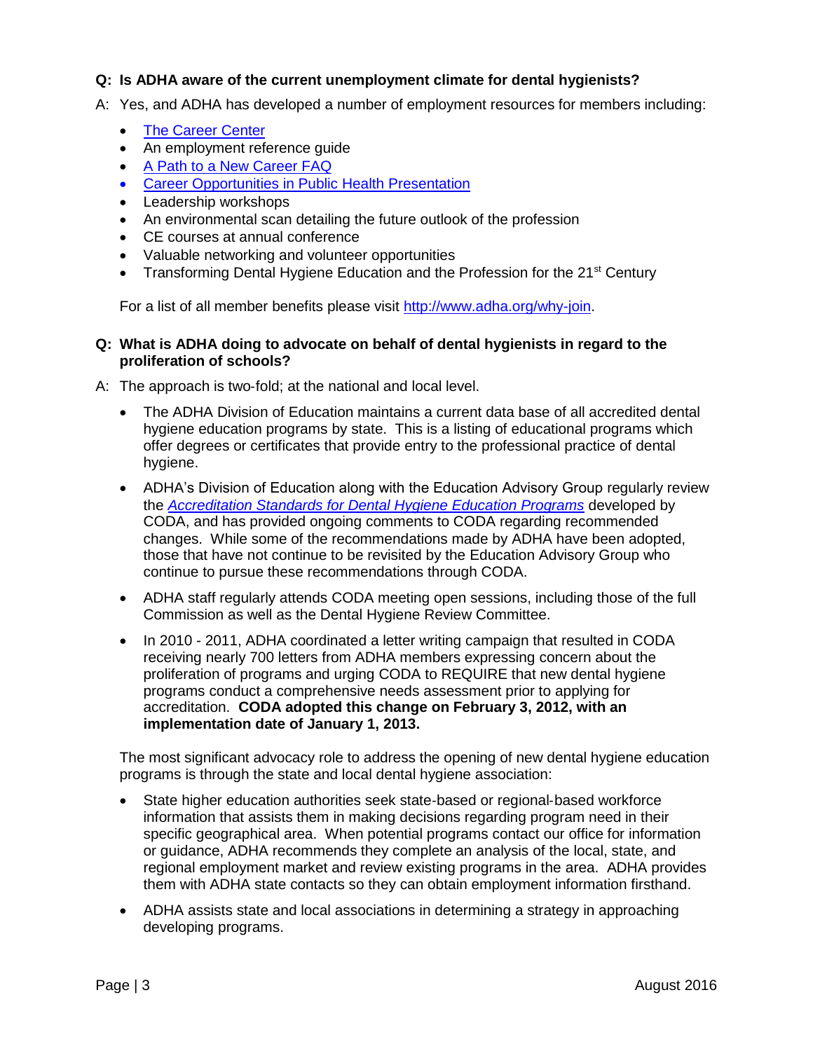**Q: Is ADHA aware of the current unemployment climate for dental hygienists?**

A: Yes, and ADHA has developed a number of employment resources for members including:

- The Career Center
- An employment reference guide
- A Path to a New Career FAQ
- Career Opportunities in Public Health Presentation
- Leadership workshops
- An environmental scan detailing the future outlook of the profession
- CE courses at annual conference
- Valuable networking and volunteer opportunities
- Transforming Dental Hygiene Education and the Profession for the 21st Century

For a list of all member benefits please visit http://www.adha.org/why-join.

**Q: What is ADHA doing to advocate on behalf of dental hygienists in regard to the proliferation of schools?**

A: The approach is two-fold; at the national and local level.

- The ADHA Division of Education maintains a current data base of all accredited dental hygiene education programs by state. This is a listing of educational programs which offer degrees or certificates that provide entry to the professional practice of dental hygiene.
- ADHA's Division of Education along with the Education Advisory Group regularly review the *Accreditation Standards for Dental Hygiene Education Programs* developed by CODA, and has provided ongoing comments to CODA regarding recommended changes. While some of the recommendations made by ADHA have been adopted, those that have not continue to be revisited by the Education Advisory Group who continue to pursue these recommendations through CODA.
- ADHA staff regularly attends CODA meeting open sessions, including those of the full Commission as well as the Dental Hygiene Review Committee.
- In 2010 - 2011, ADHA coordinated a letter writing campaign that resulted in CODA receiving nearly 700 letters from ADHA members expressing concern about the proliferation of programs and urging CODA to REQUIRE that new dental hygiene programs conduct a comprehensive needs assessment prior to applying for accreditation. **CODA adopted this change on February 3, 2012, with an implementation date of January 1, 2013.**

The most significant advocacy role to address the opening of new dental hygiene education programs is through the state and local dental hygiene association:

- State higher education authorities seek state-based or regional-based workforce information that assists them in making decisions regarding program need in their specific geographical area. When potential programs contact our office for information or guidance, ADHA recommends they complete an analysis of the local, state, and regional employment market and review existing programs in the area. ADHA provides them with ADHA state contacts so they can obtain employment information firsthand.
- ADHA assists state and local associations in determining a strategy in approaching developing programs.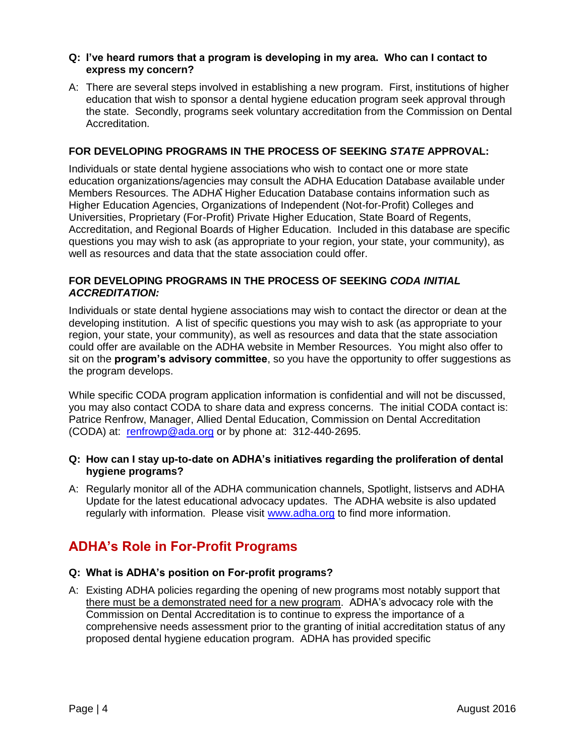**Q: I've heard rumors that a program is developing in my area. Who can I contact to express my concern?**

A: There are several steps involved in establishing a new program. First, institutions of higher education that wish to sponsor a dental hygiene education program seek approval through the state. Secondly, programs seek voluntary accreditation from the Commission on Dental Accreditation.

**FOR DEVELOPING PROGRAMS IN THE PROCESS OF SEEKING *STATE* APPROVAL:**

Individuals or state dental hygiene associations who wish to contact one or more state education organizations/agencies may consult the ADHA Education Database available under Members Resources. The ADHA Higher Education Database contains information such as Higher Education Agencies, Organizations of Independent (Not-for-Profit) Colleges and Universities, Proprietary (For-Profit) Private Higher Education, State Board of Regents, Accreditation, and Regional Boards of Higher Education. Included in this database are specific questions you may wish to ask (as appropriate to your region, your state, your community), as well as resources and data that the state association could offer.

**FOR DEVELOPING PROGRAMS IN THE PROCESS OF SEEKING *CODA INITIAL ACCREDITATION:***

Individuals or state dental hygiene associations may wish to contact the director or dean at the developing institution. A list of specific questions you may wish to ask (as appropriate to your region, your state, your community), as well as resources and data that the state association could offer are available on the ADHA website in Member Resources. You might also offer to sit on the **program's advisory committee**, so you have the opportunity to offer suggestions as the program develops.

While specific CODA program application information is confidential and will not be discussed, you may also contact CODA to share data and express concerns. The initial CODA contact is: Patrice Renfrow, Manager, Allied Dental Education, Commission on Dental Accreditation (CODA) at: renfrowp@ada.org or by phone at: 312-440-2695.

**Q: How can I stay up-to-date on ADHA's initiatives regarding the proliferation of dental hygiene programs?**

A: Regularly monitor all of the ADHA communication channels, Spotlight, listservs and ADHA Update for the latest educational advocacy updates. The ADHA website is also updated regularly with information. Please visit www.adha.org to find more information.

## ADHA's Role in For-Profit Programs

**Q: What is ADHA's position on For-profit programs?**

A: Existing ADHA policies regarding the opening of new programs most notably support that there must be a demonstrated need for a new program. ADHA's advocacy role with the Commission on Dental Accreditation is to continue to express the importance of a comprehensive needs assessment prior to the granting of initial accreditation status of any proposed dental hygiene education program. ADHA has provided specific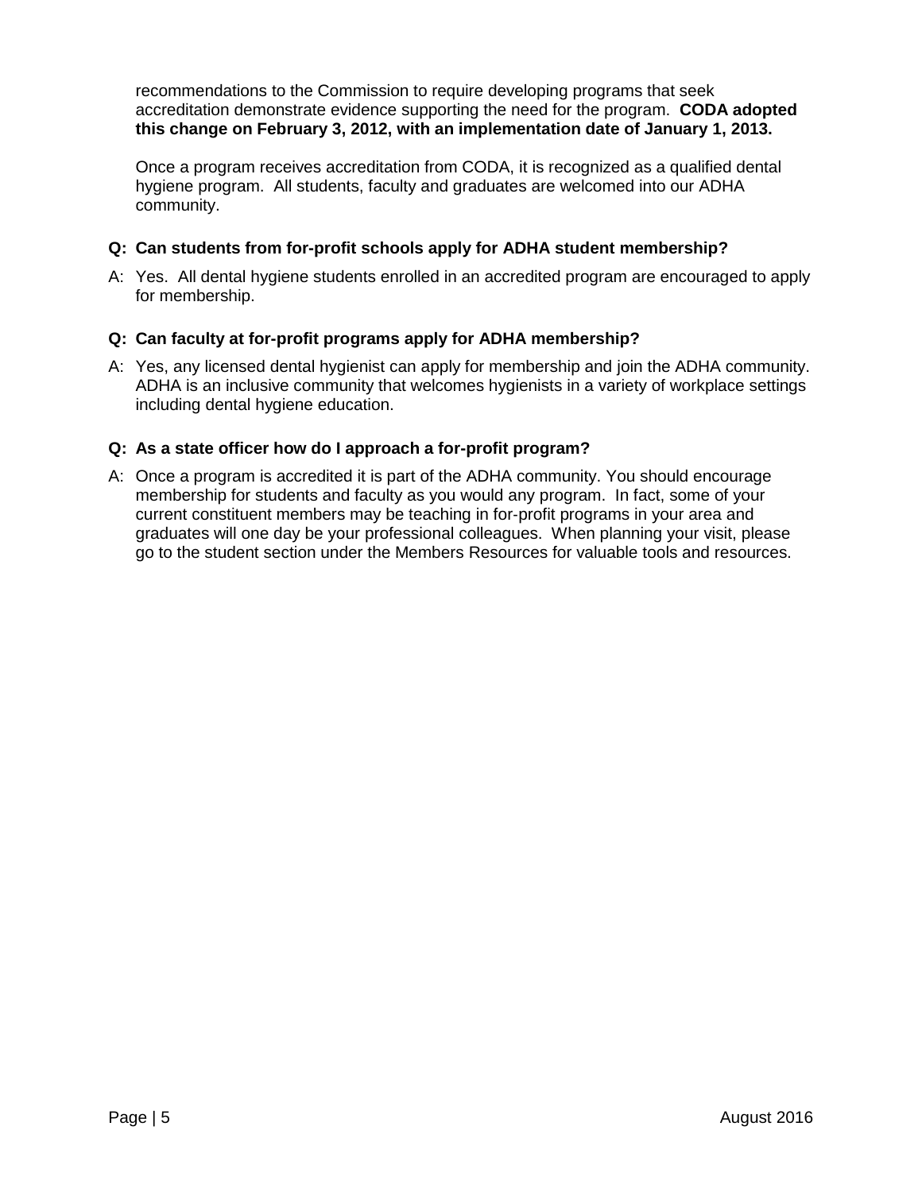recommendations to the Commission to require developing programs that seek accreditation demonstrate evidence supporting the need for the program. **CODA adopted this change on February 3, 2012, with an implementation date of January 1, 2013.**

Once a program receives accreditation from CODA, it is recognized as a qualified dental hygiene program. All students, faculty and graduates are welcomed into our ADHA community.

**Q: Can students from for-profit schools apply for ADHA student membership?**

A: Yes. All dental hygiene students enrolled in an accredited program are encouraged to apply for membership.

**Q: Can faculty at for-profit programs apply for ADHA membership?**

A: Yes, any licensed dental hygienist can apply for membership and join the ADHA community. ADHA is an inclusive community that welcomes hygienists in a variety of workplace settings including dental hygiene education.

**Q: As a state officer how do I approach a for-profit program?**

A: Once a program is accredited it is part of the ADHA community. You should encourage membership for students and faculty as you would any program. In fact, some of your current constituent members may be teaching in for-profit programs in your area and graduates will one day be your professional colleagues. When planning your visit, please go to the student section under the Members Resources for valuable tools and resources.